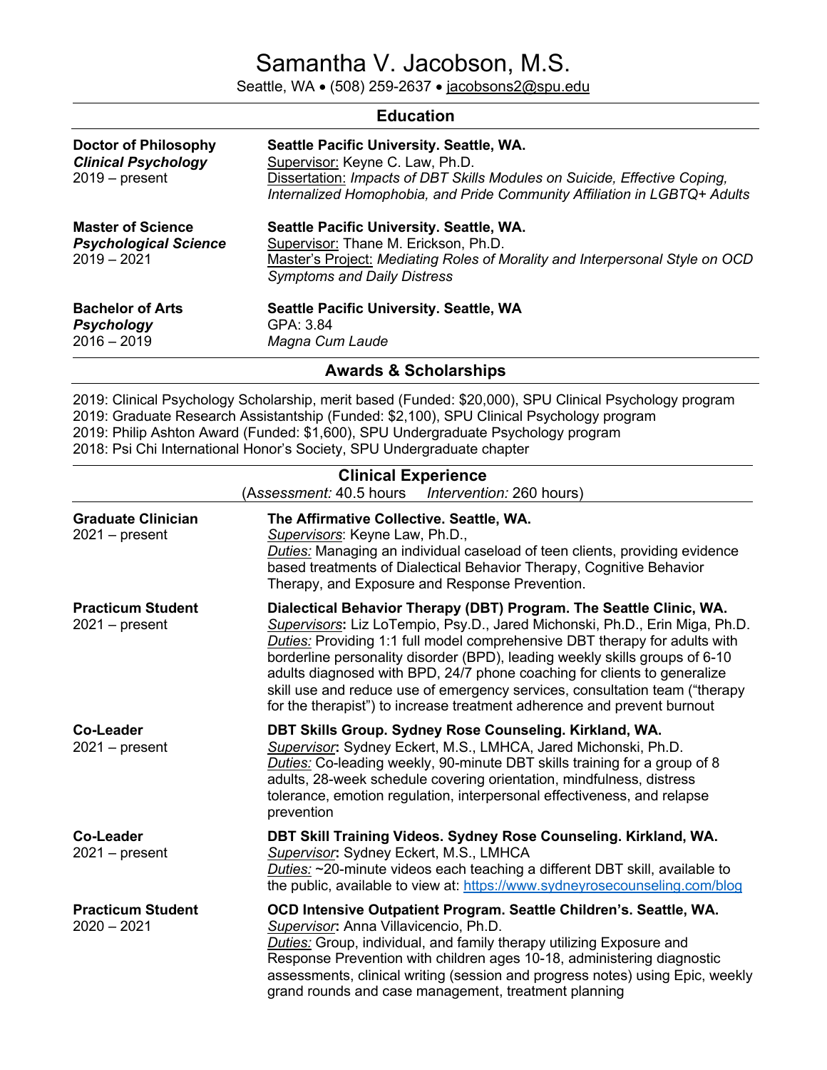# Samantha V. Jacobson, M.S.

Seattle, WA • (508) 259-2637 • jacobsons2@spu.edu

## Education

**Doctor of Philosophy**
***Clinical Psychology***
2019 – present

**Seattle Pacific University. Seattle, WA.**
Supervisor: Keyne C. Law, Ph.D.
Dissertation: *Impacts of DBT Skills Modules on Suicide, Effective Coping, Internalized Homophobia, and Pride Community Affiliation in LGBTQ+ Adults*

**Master of Science**
***Psychological Science***
2019 – 2021

**Seattle Pacific University. Seattle, WA.**
Supervisor: Thane M. Erickson, Ph.D.
Master's Project: *Mediating Roles of Morality and Interpersonal Style on OCD Symptoms and Daily Distress*

**Bachelor of Arts**
***Psychology***
2016 – 2019

**Seattle Pacific University. Seattle, WA**
GPA: 3.84
*Magna Cum Laude*

## Awards & Scholarships

2019: Clinical Psychology Scholarship, merit based (Funded: $20,000), SPU Clinical Psychology program
2019: Graduate Research Assistantship (Funded: $2,100), SPU Clinical Psychology program
2019: Philip Ashton Award (Funded: $1,600), SPU Undergraduate Psychology program
2018: Psi Chi International Honor's Society, SPU Undergraduate chapter

## Clinical Experience

(*Assessment:* 40.5 hours *Intervention:* 260 hours)

**Graduate Clinician**
2021 – present

**The Affirmative Collective. Seattle, WA.**
*Supervisors*: Keyne Law, Ph.D.,
*Duties:* Managing an individual caseload of teen clients, providing evidence based treatments of Dialectical Behavior Therapy, Cognitive Behavior Therapy, and Exposure and Response Prevention.

**Practicum Student**
2021 – present

**Dialectical Behavior Therapy (DBT) Program. The Seattle Clinic, WA.**
*Supervisors***:** Liz LoTempio, Psy.D., Jared Michonski, Ph.D., Erin Miga, Ph.D.
*Duties:* Providing 1:1 full model comprehensive DBT therapy for adults with borderline personality disorder (BPD), leading weekly skills groups of 6-10 adults diagnosed with BPD, 24/7 phone coaching for clients to generalize skill use and reduce use of emergency services, consultation team ("therapy for the therapist") to increase treatment adherence and prevent burnout

**Co-Leader**
2021 – present

**DBT Skills Group. Sydney Rose Counseling. Kirkland, WA.**
*Supervisor***:** Sydney Eckert, M.S., LMHCA, Jared Michonski, Ph.D.
*Duties:* Co-leading weekly, 90-minute DBT skills training for a group of 8 adults, 28-week schedule covering orientation, mindfulness, distress tolerance, emotion regulation, interpersonal effectiveness, and relapse prevention

**Co-Leader**
2021 – present

**DBT Skill Training Videos. Sydney Rose Counseling. Kirkland, WA.**
*Supervisor***:** Sydney Eckert, M.S., LMHCA
*Duties:* ~20-minute videos each teaching a different DBT skill, available to the public, available to view at: https://www.sydneyrosecounseling.com/blog

**Practicum Student**
2020 – 2021

**OCD Intensive Outpatient Program. Seattle Children's. Seattle, WA.**
*Supervisor***:** Anna Villavicencio, Ph.D.
*Duties:* Group, individual, and family therapy utilizing Exposure and Response Prevention with children ages 10-18, administering diagnostic assessments, clinical writing (session and progress notes) using Epic, weekly grand rounds and case management, treatment planning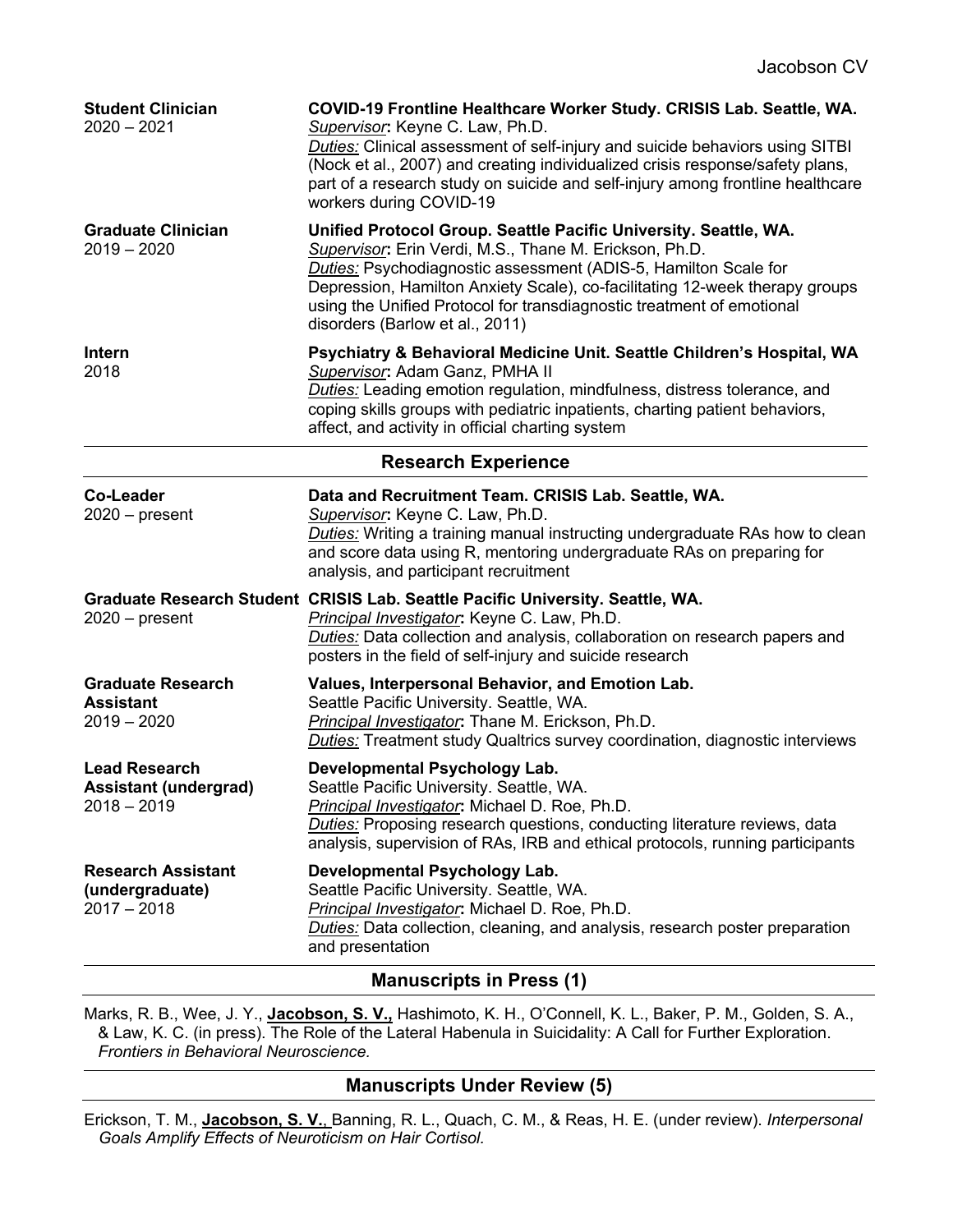**Student Clinician**
2020 – 2021

**COVID-19 Frontline Healthcare Worker Study. CRISIS Lab. Seattle, WA.**
*Supervisor*: Keyne C. Law, Ph.D.
*Duties:* Clinical assessment of self-injury and suicide behaviors using SITBI (Nock et al., 2007) and creating individualized crisis response/safety plans, part of a research study on suicide and self-injury among frontline healthcare workers during COVID-19

**Graduate Clinician**
2019 – 2020

**Unified Protocol Group. Seattle Pacific University. Seattle, WA.**
*Supervisor*: Erin Verdi, M.S., Thane M. Erickson, Ph.D.
*Duties:* Psychodiagnostic assessment (ADIS-5, Hamilton Scale for Depression, Hamilton Anxiety Scale), co-facilitating 12-week therapy groups using the Unified Protocol for transdiagnostic treatment of emotional disorders (Barlow et al., 2011)

**Intern**
2018

**Psychiatry & Behavioral Medicine Unit. Seattle Children's Hospital, WA**
*Supervisor*: Adam Ganz, PMHA II
*Duties:* Leading emotion regulation, mindfulness, distress tolerance, and coping skills groups with pediatric inpatients, charting patient behaviors, affect, and activity in official charting system

## Research Experience

**Co-Leader**
2020 – present

**Data and Recruitment Team. CRISIS Lab. Seattle, WA.**
*Supervisor*: Keyne C. Law, Ph.D.
*Duties:* Writing a training manual instructing undergraduate RAs how to clean and score data using R, mentoring undergraduate RAs on preparing for analysis, and participant recruitment

**Graduate Research Student**
2020 – present

**CRISIS Lab. Seattle Pacific University. Seattle, WA.**
*Principal Investigator*: Keyne C. Law, Ph.D.
*Duties:* Data collection and analysis, collaboration on research papers and posters in the field of self-injury and suicide research

**Graduate Research Assistant**
2019 – 2020

**Values, Interpersonal Behavior, and Emotion Lab.**
Seattle Pacific University. Seattle, WA.
*Principal Investigator*: Thane M. Erickson, Ph.D.
*Duties:* Treatment study Qualtrics survey coordination, diagnostic interviews

**Lead Research Assistant (undergrad)**
2018 – 2019

**Developmental Psychology Lab.**
Seattle Pacific University. Seattle, WA.
*Principal Investigator*: Michael D. Roe, Ph.D.
*Duties:* Proposing research questions, conducting literature reviews, data analysis, supervision of RAs, IRB and ethical protocols, running participants

**Research Assistant (undergraduate)**
2017 – 2018

**Developmental Psychology Lab.**
Seattle Pacific University. Seattle, WA.
*Principal Investigator*: Michael D. Roe, Ph.D.
*Duties:* Data collection, cleaning, and analysis, research poster preparation and presentation

## Manuscripts in Press (1)

Marks, R. B., Wee, J. Y., **Jacobson, S. V.,** Hashimoto, K. H., O'Connell, K. L., Baker, P. M., Golden, S. A., & Law, K. C. (in press). The Role of the Lateral Habenula in Suicidality: A Call for Further Exploration. *Frontiers in Behavioral Neuroscience.*

## Manuscripts Under Review (5)

Erickson, T. M., **Jacobson, S. V.,** Banning, R. L., Quach, C. M., & Reas, H. E. (under review). *Interpersonal Goals Amplify Effects of Neuroticism on Hair Cortisol.*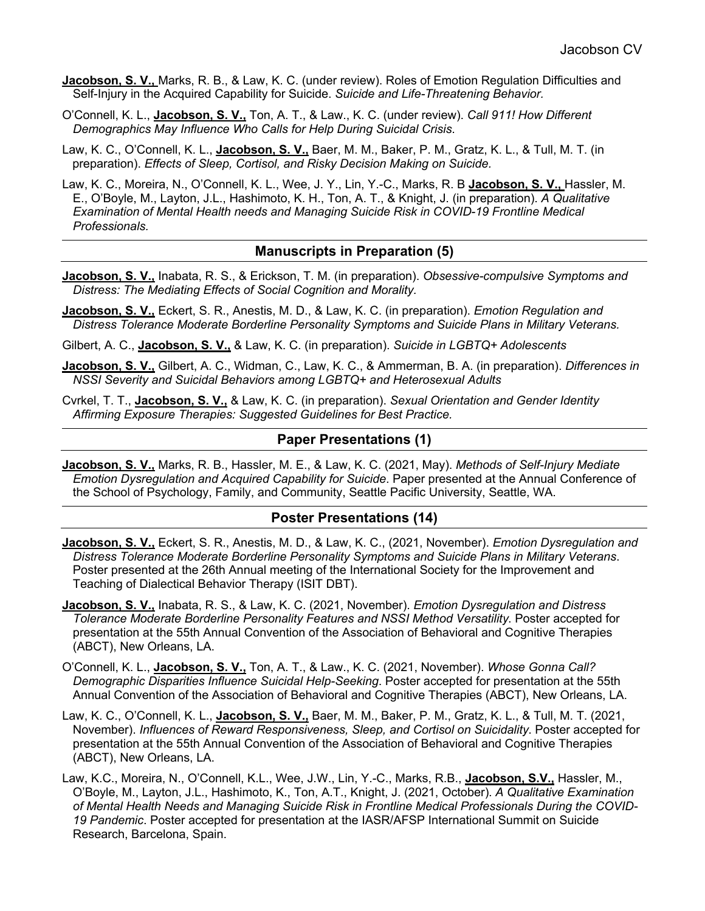**Jacobson, S. V.,** Marks, R. B., & Law, K. C. (under review). Roles of Emotion Regulation Difficulties and Self-Injury in the Acquired Capability for Suicide. *Suicide and Life-Threatening Behavior.*

O'Connell, K. L., **Jacobson, S. V.,** Ton, A. T., & Law., K. C. (under review). *Call 911! How Different Demographics May Influence Who Calls for Help During Suicidal Crisis*.

Law, K. C., O'Connell, K. L., **Jacobson, S. V.,** Baer, M. M., Baker, P. M., Gratz, K. L., & Tull, M. T. (in preparation). *Effects of Sleep, Cortisol, and Risky Decision Making on Suicide.*

Law, K. C., Moreira, N., O'Connell, K. L., Wee, J. Y., Lin, Y.-C., Marks, R. B **Jacobson, S. V.,** Hassler, M. E., O'Boyle, M., Layton, J.L., Hashimoto, K. H., Ton, A. T., & Knight, J. (in preparation). *A Qualitative Examination of Mental Health needs and Managing Suicide Risk in COVID-19 Frontline Medical Professionals.*

## Manuscripts in Preparation (5)

**Jacobson, S. V.,** Inabata, R. S., & Erickson, T. M. (in preparation). *Obsessive-compulsive Symptoms and Distress: The Mediating Effects of Social Cognition and Morality*.

**Jacobson, S. V.,** Eckert, S. R., Anestis, M. D., & Law, K. C. (in preparation). *Emotion Regulation and Distress Tolerance Moderate Borderline Personality Symptoms and Suicide Plans in Military Veterans.*

Gilbert, A. C., **Jacobson, S. V.,** & Law, K. C. (in preparation). *Suicide in LGBTQ+ Adolescents*

**Jacobson, S. V.,** Gilbert, A. C., Widman, C., Law, K. C., & Ammerman, B. A. (in preparation). *Differences in NSSI Severity and Suicidal Behaviors among LGBTQ+ and Heterosexual Adults*

Cvrkel, T. T., **Jacobson, S. V.,** & Law, K. C. (in preparation). *Sexual Orientation and Gender Identity Affirming Exposure Therapies: Suggested Guidelines for Best Practice.*

## Paper Presentations (1)

**Jacobson, S. V.,** Marks, R. B., Hassler, M. E., & Law, K. C. (2021, May). *Methods of Self-Injury Mediate Emotion Dysregulation and Acquired Capability for Suicide*. Paper presented at the Annual Conference of the School of Psychology, Family, and Community, Seattle Pacific University, Seattle, WA.

## Poster Presentations (14)

**Jacobson, S. V.,** Eckert, S. R., Anestis, M. D., & Law, K. C., (2021, November). *Emotion Dysregulation and Distress Tolerance Moderate Borderline Personality Symptoms and Suicide Plans in Military Veterans*. Poster presented at the 26th Annual meeting of the International Society for the Improvement and Teaching of Dialectical Behavior Therapy (ISIT DBT).

**Jacobson, S. V.,** Inabata, R. S., & Law, K. C. (2021, November). *Emotion Dysregulation and Distress Tolerance Moderate Borderline Personality Features and NSSI Method Versatility*. Poster accepted for presentation at the 55th Annual Convention of the Association of Behavioral and Cognitive Therapies (ABCT), New Orleans, LA.

O'Connell, K. L., **Jacobson, S. V.,** Ton, A. T., & Law., K. C. (2021, November). *Whose Gonna Call? Demographic Disparities Influence Suicidal Help-Seeking*. Poster accepted for presentation at the 55th Annual Convention of the Association of Behavioral and Cognitive Therapies (ABCT), New Orleans, LA.

Law, K. C., O'Connell, K. L., **Jacobson, S. V.,** Baer, M. M., Baker, P. M., Gratz, K. L., & Tull, M. T. (2021, November). *Influences of Reward Responsiveness, Sleep, and Cortisol on Suicidality*. Poster accepted for presentation at the 55th Annual Convention of the Association of Behavioral and Cognitive Therapies (ABCT), New Orleans, LA.

Law, K.C., Moreira, N., O'Connell, K.L., Wee, J.W., Lin, Y.-C., Marks, R.B., **Jacobson, S.V.,** Hassler, M., O'Boyle, M., Layton, J.L., Hashimoto, K., Ton, A.T., Knight, J. (2021, October). *A Qualitative Examination of Mental Health Needs and Managing Suicide Risk in Frontline Medical Professionals During the COVID-19 Pandemic*. Poster accepted for presentation at the IASR/AFSP International Summit on Suicide Research, Barcelona, Spain.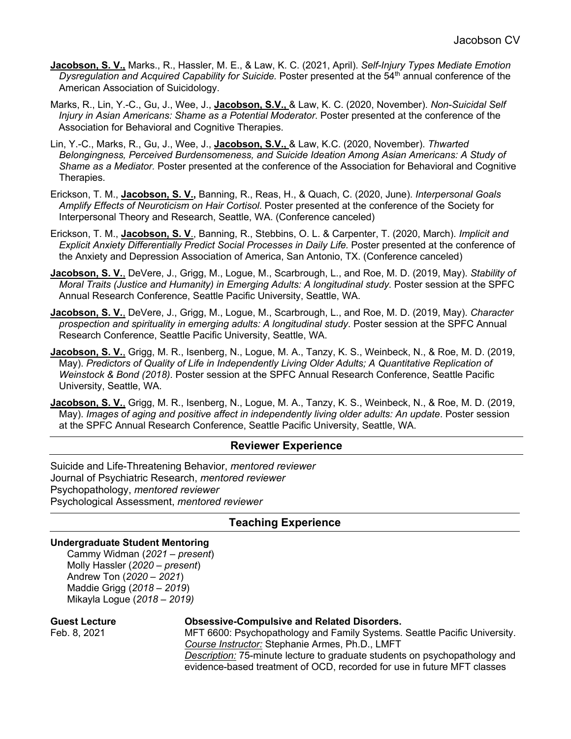**Jacobson, S. V.,** Marks., R., Hassler, M. E., & Law, K. C. (2021, April). *Self-Injury Types Mediate Emotion Dysregulation and Acquired Capability for Suicide.* Poster presented at the 54th annual conference of the American Association of Suicidology.

Marks, R., Lin, Y.-C., Gu, J., Wee, J., **Jacobson, S.V.,** & Law, K. C. (2020, November). *Non-Suicidal Self Injury in Asian Americans: Shame as a Potential Moderator*. Poster presented at the conference of the Association for Behavioral and Cognitive Therapies.

Lin, Y.-C., Marks, R., Gu, J., Wee, J., **Jacobson, S.V.,** & Law, K.C. (2020, November). *Thwarted Belongingness, Perceived Burdensomeness, and Suicide Ideation Among Asian Americans: A Study of Shame as a Mediator.* Poster presented at the conference of the Association for Behavioral and Cognitive Therapies.

Erickson, T. M., **Jacobson, S. V.,** Banning, R., Reas, H., & Quach, C. (2020, June). *Interpersonal Goals Amplify Effects of Neuroticism on Hair Cortisol*. Poster presented at the conference of the Society for Interpersonal Theory and Research, Seattle, WA. (Conference canceled)

Erickson, T. M., **Jacobson, S. V**., Banning, R., Stebbins, O. L. & Carpenter, T. (2020, March). *Implicit and Explicit Anxiety Differentially Predict Social Processes in Daily Life.* Poster presented at the conference of the Anxiety and Depression Association of America, San Antonio, TX. (Conference canceled)

**Jacobson, S. V.**, DeVere, J., Grigg, M., Logue, M., Scarbrough, L., and Roe, M. D. (2019, May). *Stability of Moral Traits (Justice and Humanity) in Emerging Adults: A longitudinal study.* Poster session at the SPFC Annual Research Conference, Seattle Pacific University, Seattle, WA.

**Jacobson, S. V.**, DeVere, J., Grigg, M., Logue, M., Scarbrough, L., and Roe, M. D. (2019, May). *Character prospection and spirituality in emerging adults: A longitudinal study*. Poster session at the SPFC Annual Research Conference, Seattle Pacific University, Seattle, WA.

**Jacobson, S. V.**, Grigg, M. R., Isenberg, N., Logue, M. A., Tanzy, K. S., Weinbeck, N., & Roe, M. D. (2019, May). *Predictors of Quality of Life in Independently Living Older Adults; A Quantitative Replication of Weinstock & Bond (2018)*. Poster session at the SPFC Annual Research Conference, Seattle Pacific University, Seattle, WA.

**Jacobson, S. V.**, Grigg, M. R., Isenberg, N., Logue, M. A., Tanzy, K. S., Weinbeck, N., & Roe, M. D. (2019, May). *Images of aging and positive affect in independently living older adults: An update*. Poster session at the SPFC Annual Research Conference, Seattle Pacific University, Seattle, WA.

## Reviewer Experience

Suicide and Life-Threatening Behavior, *mentored reviewer*
Journal of Psychiatric Research, *mentored reviewer*
Psychopathology, *mentored reviewer*
Psychological Assessment, *mentored reviewer*

## Teaching Experience

**Undergraduate Student Mentoring**

Cammy Widman (*2021 – present*)
Molly Hassler (*2020 – present*)
Andrew Ton (*2020 – 2021*)
Maddie Grigg (*2018 – 2019*)
Mikayla Logue (*2018 – 2019)*

**Guest Lecture**
Feb. 8, 2021

**Obsessive-Compulsive and Related Disorders.**
MFT 6600: Psychopathology and Family Systems. Seattle Pacific University.
*Course Instructor:* Stephanie Armes, Ph.D., LMFT
*Description:* 75-minute lecture to graduate students on psychopathology and evidence-based treatment of OCD, recorded for use in future MFT classes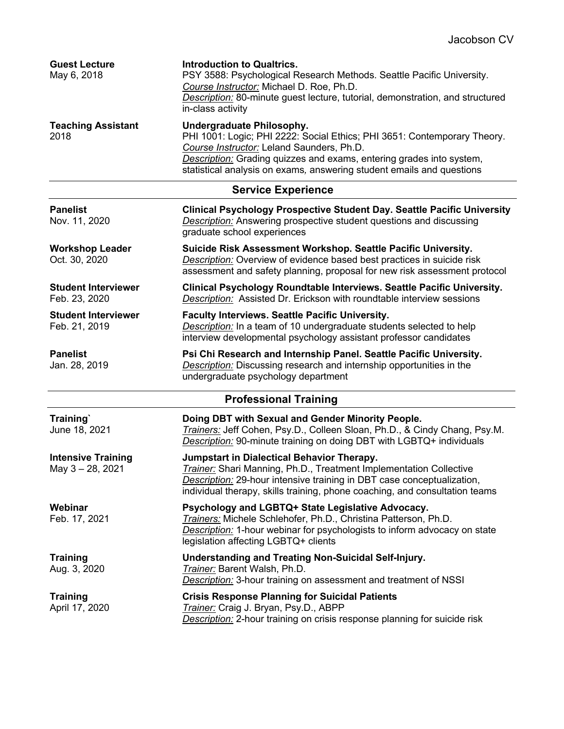**Guest Lecture**
May 6, 2018

**Introduction to Qualtrics.**
PSY 3588: Psychological Research Methods. Seattle Pacific University.
*Course Instructor:* Michael D. Roe, Ph.D.
*Description:* 80-minute guest lecture, tutorial, demonstration, and structured in-class activity

**Teaching Assistant**
2018

**Undergraduate Philosophy.**
PHI 1001: Logic; PHI 2222: Social Ethics; PHI 3651: Contemporary Theory.
*Course Instructor:* Leland Saunders, Ph.D.
*Description:* Grading quizzes and exams, entering grades into system, statistical analysis on exams, answering student emails and questions

## Service Experience

**Panelist**
Nov. 11, 2020

**Clinical Psychology Prospective Student Day. Seattle Pacific University**
*Description:* Answering prospective student questions and discussing graduate school experiences

**Workshop Leader**
Oct. 30, 2020

**Suicide Risk Assessment Workshop. Seattle Pacific University.**
*Description:* Overview of evidence based best practices in suicide risk assessment and safety planning, proposal for new risk assessment protocol

**Student Interviewer**
Feb. 23, 2020

**Clinical Psychology Roundtable Interviews. Seattle Pacific University.**
*Description:* Assisted Dr. Erickson with roundtable interview sessions

**Student Interviewer**
Feb. 21, 2019

**Faculty Interviews. Seattle Pacific University.**
*Description:* In a team of 10 undergraduate students selected to help interview developmental psychology assistant professor candidates

**Panelist**
Jan. 28, 2019

**Psi Chi Research and Internship Panel. Seattle Pacific University.**
*Description:* Discussing research and internship opportunities in the undergraduate psychology department

## Professional Training

**Training`**
June 18, 2021

**Doing DBT with Sexual and Gender Minority People.**
*Trainers:* Jeff Cohen, Psy.D., Colleen Sloan, Ph.D., & Cindy Chang, Psy.M.
*Description:* 90-minute training on doing DBT with LGBTQ+ individuals

**Intensive Training**
May 3 – 28, 2021

**Jumpstart in Dialectical Behavior Therapy.**
*Trainer:* Shari Manning, Ph.D., Treatment Implementation Collective
*Description:* 29-hour intensive training in DBT case conceptualization, individual therapy, skills training, phone coaching, and consultation teams

**Webinar**
Feb. 17, 2021

**Psychology and LGBTQ+ State Legislative Advocacy.**
*Trainers:* Michele Schlehofer, Ph.D., Christina Patterson, Ph.D.
*Description:* 1-hour webinar for psychologists to inform advocacy on state legislation affecting LGBTQ+ clients

**Training**
Aug. 3, 2020

**Understanding and Treating Non-Suicidal Self-Injury.**
*Trainer:* Barent Walsh, Ph.D.
*Description:* 3-hour training on assessment and treatment of NSSI

**Training**
April 17, 2020

**Crisis Response Planning for Suicidal Patients**
*Trainer:* Craig J. Bryan, Psy.D., ABPP
*Description:* 2-hour training on crisis response planning for suicide risk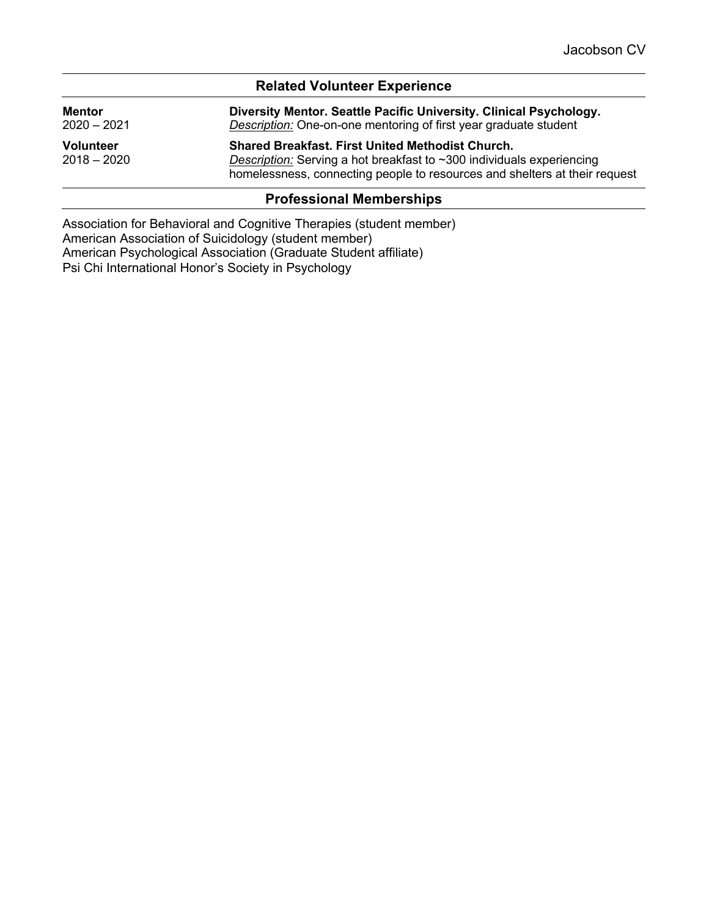## Related Volunteer Experience

**Mentor**
2020 – 2021

**Diversity Mentor. Seattle Pacific University. Clinical Psychology.**
*Description:* One-on-one mentoring of first year graduate student

**Volunteer**
2018 – 2020

**Shared Breakfast. First United Methodist Church.**
*Description:* Serving a hot breakfast to ~300 individuals experiencing homelessness, connecting people to resources and shelters at their request

## Professional Memberships

Association for Behavioral and Cognitive Therapies (student member)
American Association of Suicidology (student member)
American Psychological Association (Graduate Student affiliate)
Psi Chi International Honor's Society in Psychology